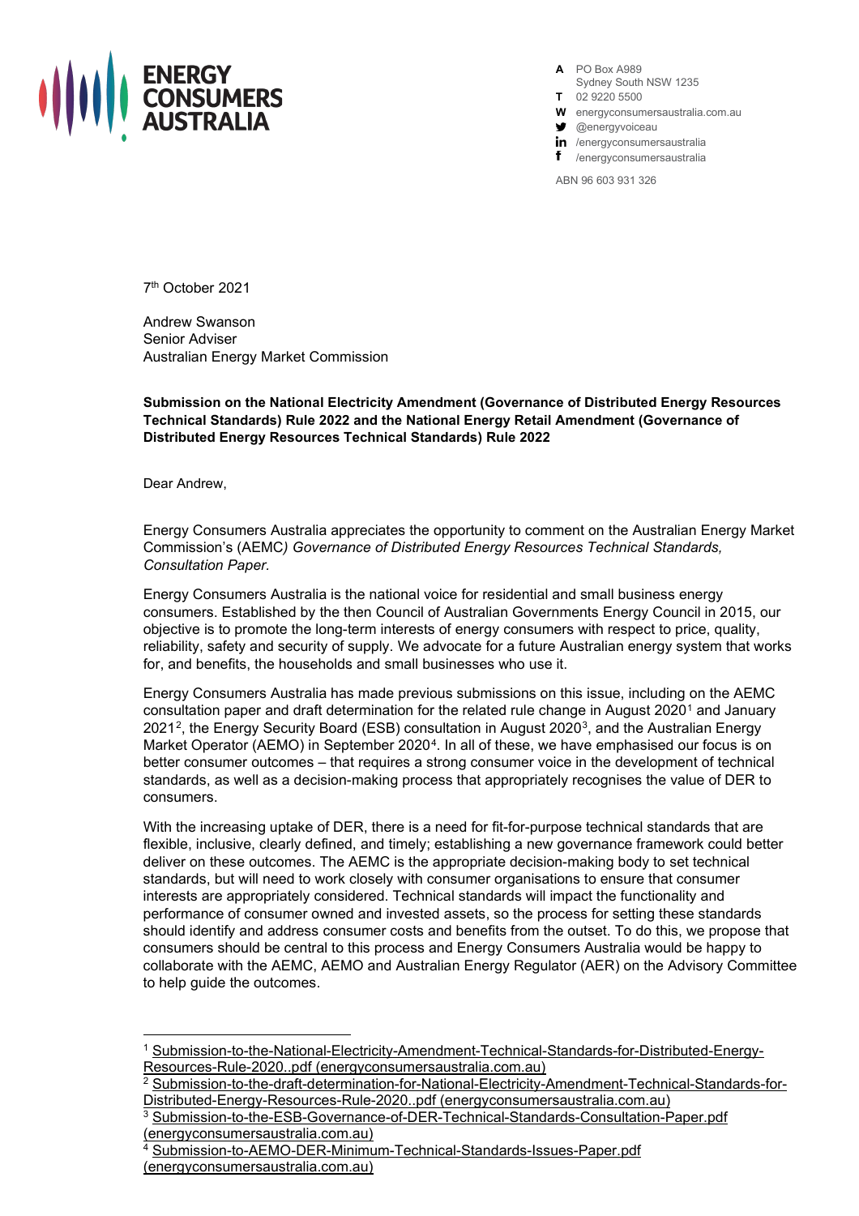**ENERGY CONSUMERS AUSTRALIA**

**A** PO Box A989
Sydney South NSW 1235
**T** 02 9220 5500
**W** energyconsumersaustralia.com.au
@energyvoiceau
/energyconsumersaustralia
/energyconsumersaustralia

ABN 96 603 931 326

7th October 2021

Andrew Swanson
Senior Adviser
Australian Energy Market Commission

**Submission on the National Electricity Amendment (Governance of Distributed Energy Resources Technical Standards) Rule 2022 and the National Energy Retail Amendment (Governance of Distributed Energy Resources Technical Standards) Rule 2022**

Dear Andrew,

Energy Consumers Australia appreciates the opportunity to comment on the Australian Energy Market Commission's (AEMC*) Governance of Distributed Energy Resources Technical Standards, Consultation Paper.*

Energy Consumers Australia is the national voice for residential and small business energy consumers. Established by the then Council of Australian Governments Energy Council in 2015, our objective is to promote the long-term interests of energy consumers with respect to price, quality, reliability, safety and security of supply. We advocate for a future Australian energy system that works for, and benefits, the households and small businesses who use it.

Energy Consumers Australia has made previous submissions on this issue, including on the AEMC consultation paper and draft determination for the related rule change in August 2020[1] and January 2021[2], the Energy Security Board (ESB) consultation in August 2020[3], and the Australian Energy Market Operator (AEMO) in September 2020[4]. In all of these, we have emphasised our focus is on better consumer outcomes – that requires a strong consumer voice in the development of technical standards, as well as a decision-making process that appropriately recognises the value of DER to consumers.

With the increasing uptake of DER, there is a need for fit-for-purpose technical standards that are flexible, inclusive, clearly defined, and timely; establishing a new governance framework could better deliver on these outcomes. The AEMC is the appropriate decision-making body to set technical standards, but will need to work closely with consumer organisations to ensure that consumer interests are appropriately considered. Technical standards will impact the functionality and performance of consumer owned and invested assets, so the process for setting these standards should identify and address consumer costs and benefits from the outset. To do this, we propose that consumers should be central to this process and Energy Consumers Australia would be happy to collaborate with the AEMC, AEMO and Australian Energy Regulator (AER) on the Advisory Committee to help guide the outcomes.

[1] Submission-to-the-National-Electricity-Amendment-Technical-Standards-for-Distributed-Energy-Resources-Rule-2020..pdf (energyconsumersaustralia.com.au)

[2] Submission-to-the-draft-determination-for-National-Electricity-Amendment-Technical-Standards-for-Distributed-Energy-Resources-Rule-2020..pdf (energyconsumersaustralia.com.au)

[3] Submission-to-the-ESB-Governance-of-DER-Technical-Standards-Consultation-Paper.pdf (energyconsumersaustralia.com.au)

[4] Submission-to-AEMO-DER-Minimum-Technical-Standards-Issues-Paper.pdf (energyconsumersaustralia.com.au)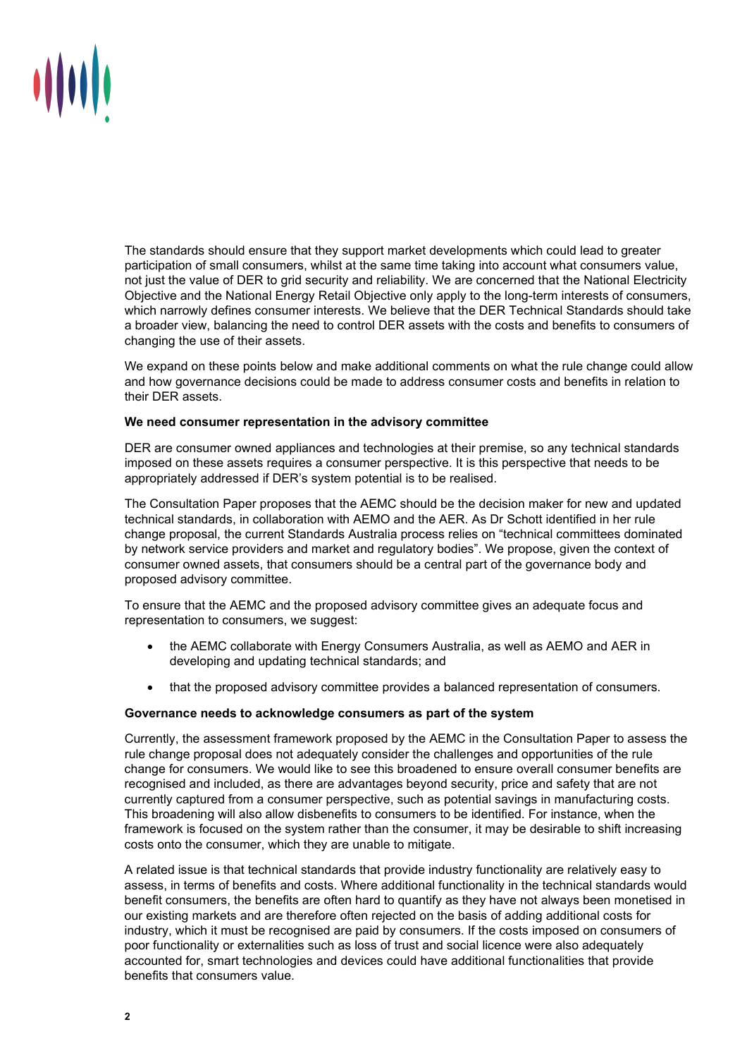The standards should ensure that they support market developments which could lead to greater participation of small consumers, whilst at the same time taking into account what consumers value, not just the value of DER to grid security and reliability. We are concerned that the National Electricity Objective and the National Energy Retail Objective only apply to the long-term interests of consumers, which narrowly defines consumer interests. We believe that the DER Technical Standards should take a broader view, balancing the need to control DER assets with the costs and benefits to consumers of changing the use of their assets.

We expand on these points below and make additional comments on what the rule change could allow and how governance decisions could be made to address consumer costs and benefits in relation to their DER assets.

**We need consumer representation in the advisory committee**

DER are consumer owned appliances and technologies at their premise, so any technical standards imposed on these assets requires a consumer perspective. It is this perspective that needs to be appropriately addressed if DER's system potential is to be realised.

The Consultation Paper proposes that the AEMC should be the decision maker for new and updated technical standards, in collaboration with AEMO and the AER. As Dr Schott identified in her rule change proposal, the current Standards Australia process relies on "technical committees dominated by network service providers and market and regulatory bodies". We propose, given the context of consumer owned assets, that consumers should be a central part of the governance body and proposed advisory committee.

To ensure that the AEMC and the proposed advisory committee gives an adequate focus and representation to consumers, we suggest:

- the AEMC collaborate with Energy Consumers Australia, as well as AEMO and AER in developing and updating technical standards; and
- that the proposed advisory committee provides a balanced representation of consumers.

**Governance needs to acknowledge consumers as part of the system**

Currently, the assessment framework proposed by the AEMC in the Consultation Paper to assess the rule change proposal does not adequately consider the challenges and opportunities of the rule change for consumers. We would like to see this broadened to ensure overall consumer benefits are recognised and included, as there are advantages beyond security, price and safety that are not currently captured from a consumer perspective, such as potential savings in manufacturing costs. This broadening will also allow disbenefits to consumers to be identified. For instance, when the framework is focused on the system rather than the consumer, it may be desirable to shift increasing costs onto the consumer, which they are unable to mitigate.

A related issue is that technical standards that provide industry functionality are relatively easy to assess, in terms of benefits and costs. Where additional functionality in the technical standards would benefit consumers, the benefits are often hard to quantify as they have not always been monetised in our existing markets and are therefore often rejected on the basis of adding additional costs for industry, which it must be recognised are paid by consumers. If the costs imposed on consumers of poor functionality or externalities such as loss of trust and social licence were also adequately accounted for, smart technologies and devices could have additional functionalities that provide benefits that consumers value.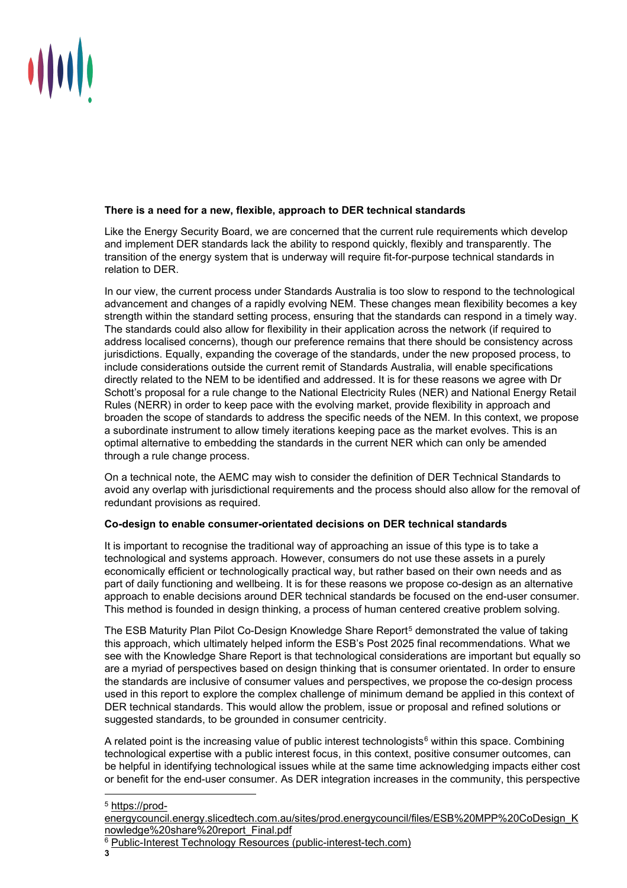**There is a need for a new, flexible, approach to DER technical standards**

Like the Energy Security Board, we are concerned that the current rule requirements which develop and implement DER standards lack the ability to respond quickly, flexibly and transparently. The transition of the energy system that is underway will require fit-for-purpose technical standards in relation to DER.

In our view, the current process under Standards Australia is too slow to respond to the technological advancement and changes of a rapidly evolving NEM. These changes mean flexibility becomes a key strength within the standard setting process, ensuring that the standards can respond in a timely way. The standards could also allow for flexibility in their application across the network (if required to address localised concerns), though our preference remains that there should be consistency across jurisdictions. Equally, expanding the coverage of the standards, under the new proposed process, to include considerations outside the current remit of Standards Australia, will enable specifications directly related to the NEM to be identified and addressed. It is for these reasons we agree with Dr Schott's proposal for a rule change to the National Electricity Rules (NER) and National Energy Retail Rules (NERR) in order to keep pace with the evolving market, provide flexibility in approach and broaden the scope of standards to address the specific needs of the NEM. In this context, we propose a subordinate instrument to allow timely iterations keeping pace as the market evolves. This is an optimal alternative to embedding the standards in the current NER which can only be amended through a rule change process.

On a technical note, the AEMC may wish to consider the definition of DER Technical Standards to avoid any overlap with jurisdictional requirements and the process should also allow for the removal of redundant provisions as required.

**Co-design to enable consumer-orientated decisions on DER technical standards**

It is important to recognise the traditional way of approaching an issue of this type is to take a technological and systems approach. However, consumers do not use these assets in a purely economically efficient or technologically practical way, but rather based on their own needs and as part of daily functioning and wellbeing. It is for these reasons we propose co-design as an alternative approach to enable decisions around DER technical standards be focused on the end-user consumer. This method is founded in design thinking, a process of human centered creative problem solving.

The ESB Maturity Plan Pilot Co-Design Knowledge Share Report[5] demonstrated the value of taking this approach, which ultimately helped inform the ESB's Post 2025 final recommendations. What we see with the Knowledge Share Report is that technological considerations are important but equally so are a myriad of perspectives based on design thinking that is consumer orientated. In order to ensure the standards are inclusive of consumer values and perspectives, we propose the co-design process used in this report to explore the complex challenge of minimum demand be applied in this context of DER technical standards. This would allow the problem, issue or proposal and refined solutions or suggested standards, to be grounded in consumer centricity.

A related point is the increasing value of public interest technologists[6] within this space. Combining technological expertise with a public interest focus, in this context, positive consumer outcomes, can be helpful in identifying technological issues while at the same time acknowledging impacts either cost or benefit for the end-user consumer. As DER integration increases in the community, this perspective

---

[5] https://prod-energycouncil.energy.slicedtech.com.au/sites/prod.energycouncil/files/ESB%20MPP%20CoDesign_Knowledge%20share%20report_Final.pdf

[6] Public-Interest Technology Resources (public-interest-tech.com)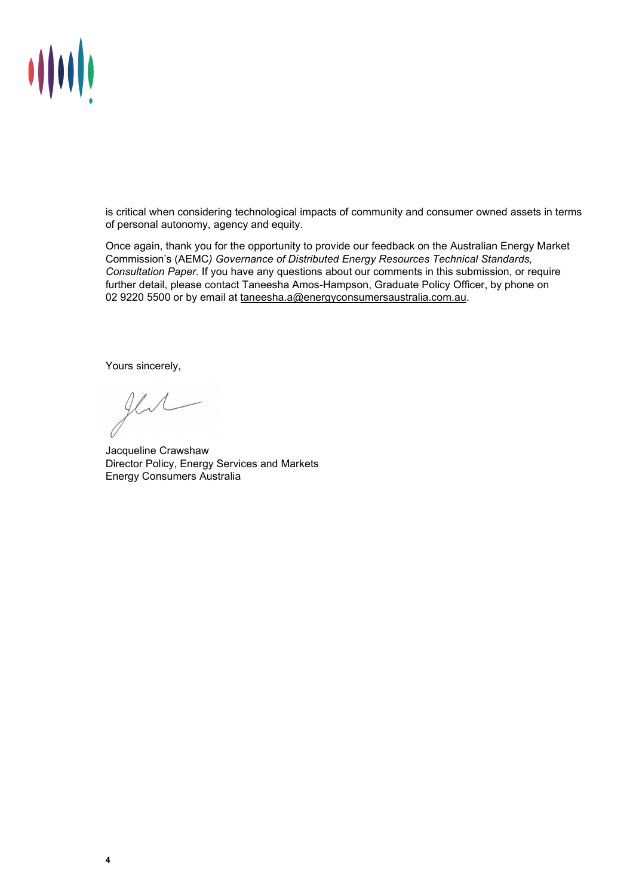is critical when considering technological impacts of community and consumer owned assets in terms of personal autonomy, agency and equity.

Once again, thank you for the opportunity to provide our feedback on the Australian Energy Market Commission's (AEMC*) Governance of Distributed Energy Resources Technical Standards, Consultation Paper*. If you have any questions about our comments in this submission, or require further detail, please contact Taneesha Amos-Hampson, Graduate Policy Officer, by phone on 02 9220 5500 or by email at taneesha.a@energyconsumersaustralia.com.au.

Yours sincerely,

Jacqueline Crawshaw  
Director Policy, Energy Services and Markets  
Energy Consumers Australia